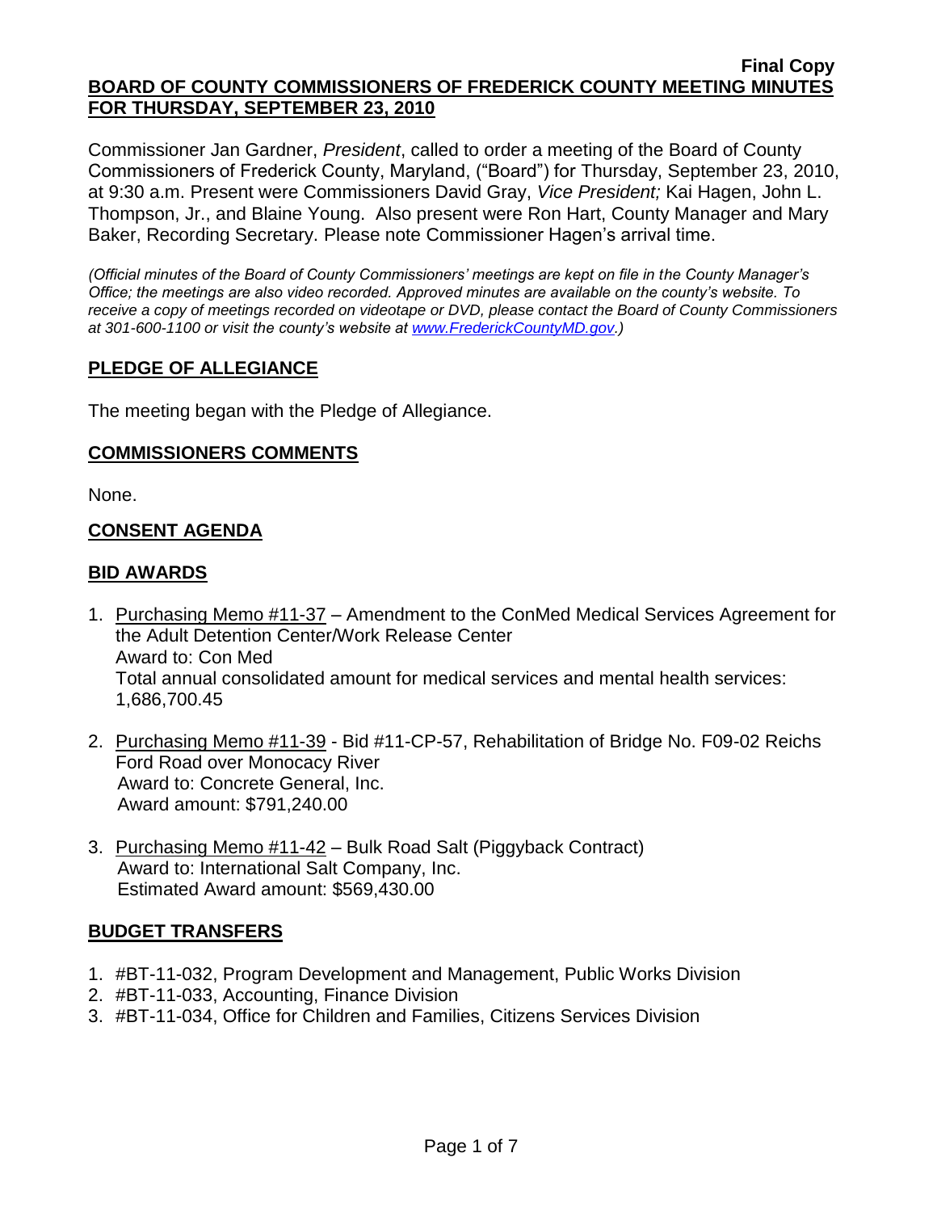**Final Copy**

**BOARD OF COUNTY COMMISSIONERS OF FREDERICK COUNTY MEETING MINUTES FOR THURSDAY, SEPTEMBER 23, 2010**

Commissioner Jan Gardner, *President*, called to order a meeting of the Board of County Commissioners of Frederick County, Maryland, ("Board") for Thursday, September 23, 2010, at 9:30 a.m. Present were Commissioners David Gray, *Vice President;* Kai Hagen, John L. Thompson, Jr., and Blaine Young. Also present were Ron Hart, County Manager and Mary Baker, Recording Secretary. Please note Commissioner Hagen's arrival time.

*(Official minutes of the Board of County Commissioners' meetings are kept on file in the County Manager's Office; the meetings are also video recorded. Approved minutes are available on the county's website. To receive a copy of meetings recorded on videotape or DVD, please contact the Board of County Commissioners at 301-600-1100 or visit the county's website at www.FrederickCountyMD.gov.)*

## PLEDGE OF ALLEGIANCE

The meeting began with the Pledge of Allegiance.

## COMMISSIONERS COMMENTS

None.

## CONSENT AGENDA

## BID AWARDS

1. Purchasing Memo #11-37 – Amendment to the ConMed Medical Services Agreement for the Adult Detention Center/Work Release Center
   Award to: Con Med
   Total annual consolidated amount for medical services and mental health services: 1,686,700.45

2. Purchasing Memo #11-39 - Bid #11-CP-57, Rehabilitation of Bridge No. F09-02 Reichs Ford Road over Monocacy River
   Award to: Concrete General, Inc.
   Award amount: $791,240.00

3. Purchasing Memo #11-42 – Bulk Road Salt (Piggyback Contract)
   Award to: International Salt Company, Inc.
   Estimated Award amount: $569,430.00

## BUDGET TRANSFERS

1. #BT-11-032, Program Development and Management, Public Works Division
2. #BT-11-033, Accounting, Finance Division
3. #BT-11-034, Office for Children and Families, Citizens Services Division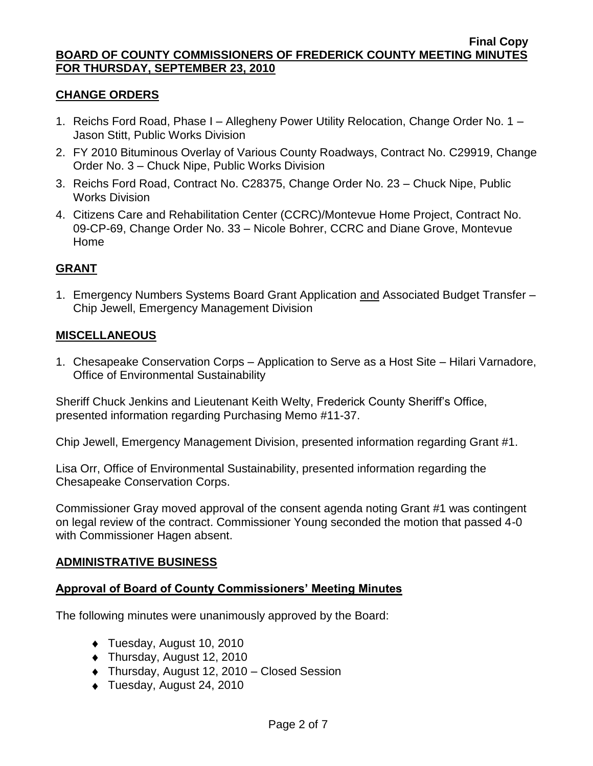## CHANGE ORDERS

1. Reichs Ford Road, Phase I – Allegheny Power Utility Relocation, Change Order No. 1 – Jason Stitt, Public Works Division
2. FY 2010 Bituminous Overlay of Various County Roadways, Contract No. C29919, Change Order No. 3 – Chuck Nipe, Public Works Division
3. Reichs Ford Road, Contract No. C28375, Change Order No. 23 – Chuck Nipe, Public Works Division
4. Citizens Care and Rehabilitation Center (CCRC)/Montevue Home Project, Contract No. 09-CP-69, Change Order No. 33 – Nicole Bohrer, CCRC and Diane Grove, Montevue Home

## GRANT

1. Emergency Numbers Systems Board Grant Application and Associated Budget Transfer – Chip Jewell, Emergency Management Division

## MISCELLANEOUS

1. Chesapeake Conservation Corps – Application to Serve as a Host Site – Hilari Varnadore, Office of Environmental Sustainability

Sheriff Chuck Jenkins and Lieutenant Keith Welty, Frederick County Sheriff's Office, presented information regarding Purchasing Memo #11-37.

Chip Jewell, Emergency Management Division, presented information regarding Grant #1.

Lisa Orr, Office of Environmental Sustainability, presented information regarding the Chesapeake Conservation Corps.

Commissioner Gray moved approval of the consent agenda noting Grant #1 was contingent on legal review of the contract. Commissioner Young seconded the motion that passed 4-0 with Commissioner Hagen absent.

## ADMINISTRATIVE BUSINESS

### Approval of Board of County Commissioners' Meeting Minutes

The following minutes were unanimously approved by the Board:

- Tuesday, August 10, 2010
- Thursday, August 12, 2010
- Thursday, August 12, 2010 – Closed Session
- Tuesday, August 24, 2010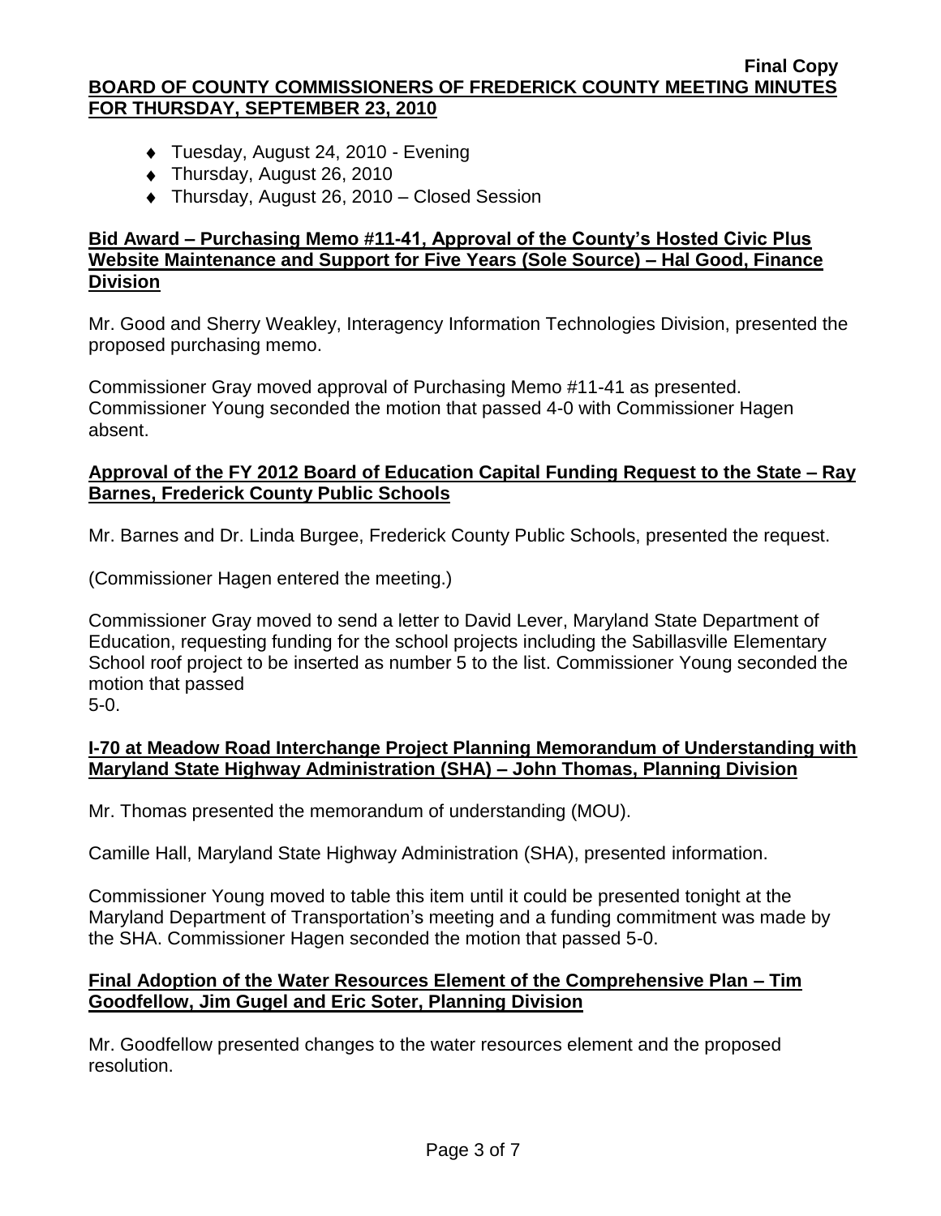- Tuesday, August 24, 2010 - Evening
- Thursday, August 26, 2010
- Thursday, August 26, 2010 – Closed Session

**Bid Award – Purchasing Memo #11-41, Approval of the County's Hosted Civic Plus Website Maintenance and Support for Five Years (Sole Source) – Hal Good, Finance Division**

Mr. Good and Sherry Weakley, Interagency Information Technologies Division, presented the proposed purchasing memo.

Commissioner Gray moved approval of Purchasing Memo #11-41 as presented. Commissioner Young seconded the motion that passed 4-0 with Commissioner Hagen absent.

**Approval of the FY 2012 Board of Education Capital Funding Request to the State – Ray Barnes, Frederick County Public Schools**

Mr. Barnes and Dr. Linda Burgee, Frederick County Public Schools, presented the request.

(Commissioner Hagen entered the meeting.)

Commissioner Gray moved to send a letter to David Lever, Maryland State Department of Education, requesting funding for the school projects including the Sabillasville Elementary School roof project to be inserted as number 5 to the list. Commissioner Young seconded the motion that passed 5-0.

**I-70 at Meadow Road Interchange Project Planning Memorandum of Understanding with Maryland State Highway Administration (SHA) – John Thomas, Planning Division**

Mr. Thomas presented the memorandum of understanding (MOU).

Camille Hall, Maryland State Highway Administration (SHA), presented information.

Commissioner Young moved to table this item until it could be presented tonight at the Maryland Department of Transportation's meeting and a funding commitment was made by the SHA. Commissioner Hagen seconded the motion that passed 5-0.

**Final Adoption of the Water Resources Element of the Comprehensive Plan – Tim Goodfellow, Jim Gugel and Eric Soter, Planning Division**

Mr. Goodfellow presented changes to the water resources element and the proposed resolution.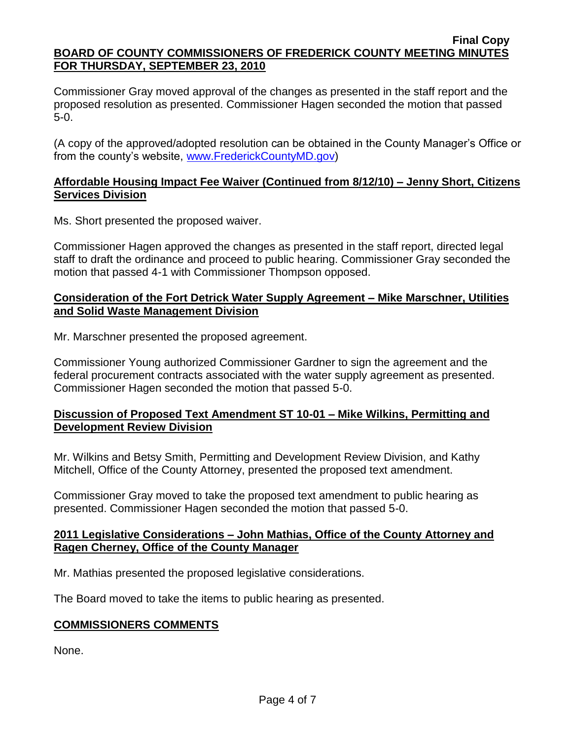Commissioner Gray moved approval of the changes as presented in the staff report and the proposed resolution as presented. Commissioner Hagen seconded the motion that passed 5-0.

(A copy of the approved/adopted resolution can be obtained in the County Manager's Office or from the county's website, www.FrederickCountyMD.gov)

## Affordable Housing Impact Fee Waiver (Continued from 8/12/10) – Jenny Short, Citizens Services Division

Ms. Short presented the proposed waiver.

Commissioner Hagen approved the changes as presented in the staff report, directed legal staff to draft the ordinance and proceed to public hearing. Commissioner Gray seconded the motion that passed 4-1 with Commissioner Thompson opposed.

## Consideration of the Fort Detrick Water Supply Agreement – Mike Marschner, Utilities and Solid Waste Management Division

Mr. Marschner presented the proposed agreement.

Commissioner Young authorized Commissioner Gardner to sign the agreement and the federal procurement contracts associated with the water supply agreement as presented. Commissioner Hagen seconded the motion that passed 5-0.

## Discussion of Proposed Text Amendment ST 10-01 – Mike Wilkins, Permitting and Development Review Division

Mr. Wilkins and Betsy Smith, Permitting and Development Review Division, and Kathy Mitchell, Office of the County Attorney, presented the proposed text amendment.

Commissioner Gray moved to take the proposed text amendment to public hearing as presented. Commissioner Hagen seconded the motion that passed 5-0.

## 2011 Legislative Considerations – John Mathias, Office of the County Attorney and Ragen Cherney, Office of the County Manager

Mr. Mathias presented the proposed legislative considerations.

The Board moved to take the items to public hearing as presented.

## COMMISSIONERS COMMENTS

None.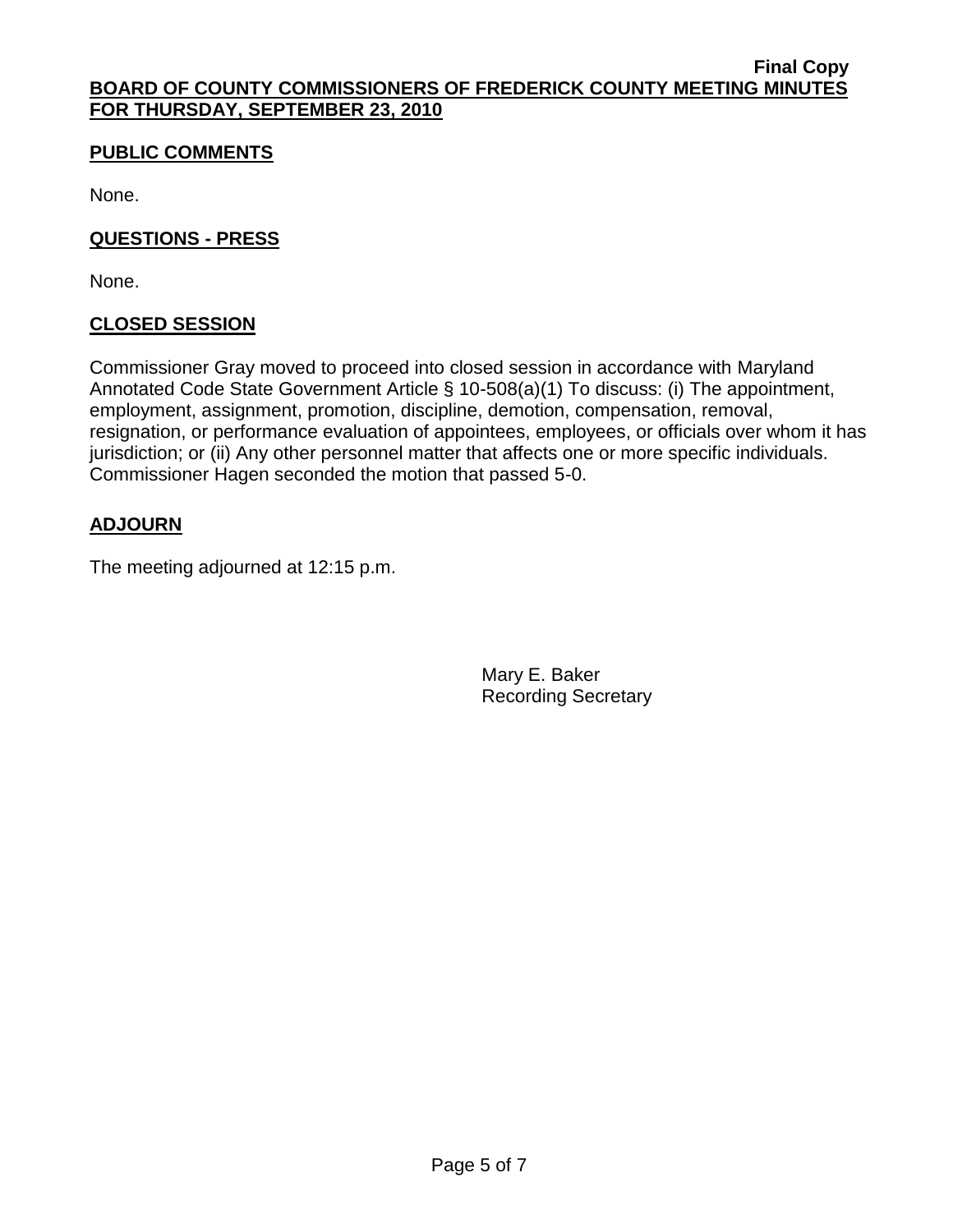**Final Copy**

**BOARD OF COUNTY COMMISSIONERS OF FREDERICK COUNTY MEETING MINUTES FOR THURSDAY, SEPTEMBER 23, 2010**

## PUBLIC COMMENTS

None.

## QUESTIONS - PRESS

None.

## CLOSED SESSION

Commissioner Gray moved to proceed into closed session in accordance with Maryland Annotated Code State Government Article § 10-508(a)(1) To discuss: (i) The appointment, employment, assignment, promotion, discipline, demotion, compensation, removal, resignation, or performance evaluation of appointees, employees, or officials over whom it has jurisdiction; or (ii) Any other personnel matter that affects one or more specific individuals. Commissioner Hagen seconded the motion that passed 5-0.

## ADJOURN

The meeting adjourned at 12:15 p.m.

Mary E. Baker
Recording Secretary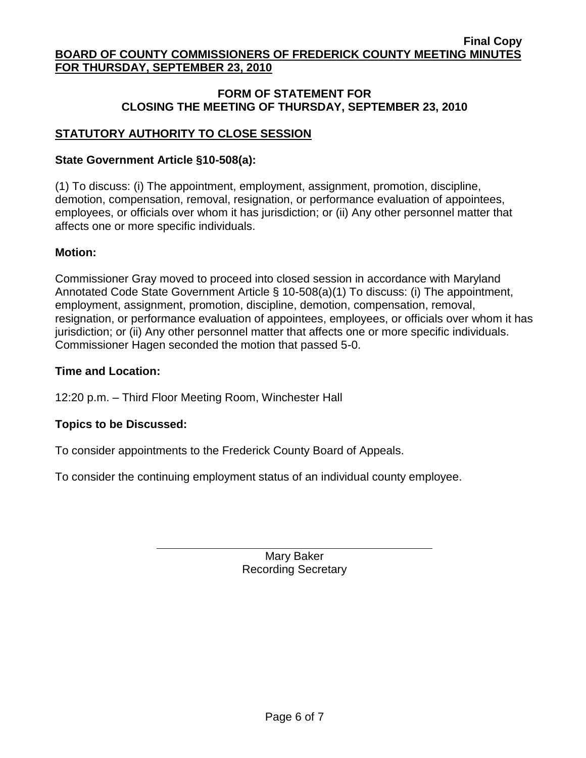## FORM OF STATEMENT FOR CLOSING THE MEETING OF THURSDAY, SEPTEMBER 23, 2010

### STATUTORY AUTHORITY TO CLOSE SESSION

**State Government Article §10-508(a):**

(1) To discuss: (i) The appointment, employment, assignment, promotion, discipline, demotion, compensation, removal, resignation, or performance evaluation of appointees, employees, or officials over whom it has jurisdiction; or (ii) Any other personnel matter that affects one or more specific individuals.

**Motion:**

Commissioner Gray moved to proceed into closed session in accordance with Maryland Annotated Code State Government Article § 10-508(a)(1) To discuss: (i) The appointment, employment, assignment, promotion, discipline, demotion, compensation, removal, resignation, or performance evaluation of appointees, employees, or officials over whom it has jurisdiction; or (ii) Any other personnel matter that affects one or more specific individuals. Commissioner Hagen seconded the motion that passed 5-0.

**Time and Location:**

12:20 p.m. – Third Floor Meeting Room, Winchester Hall

**Topics to be Discussed:**

To consider appointments to the Frederick County Board of Appeals.

To consider the continuing employment status of an individual county employee.

Mary Baker
Recording Secretary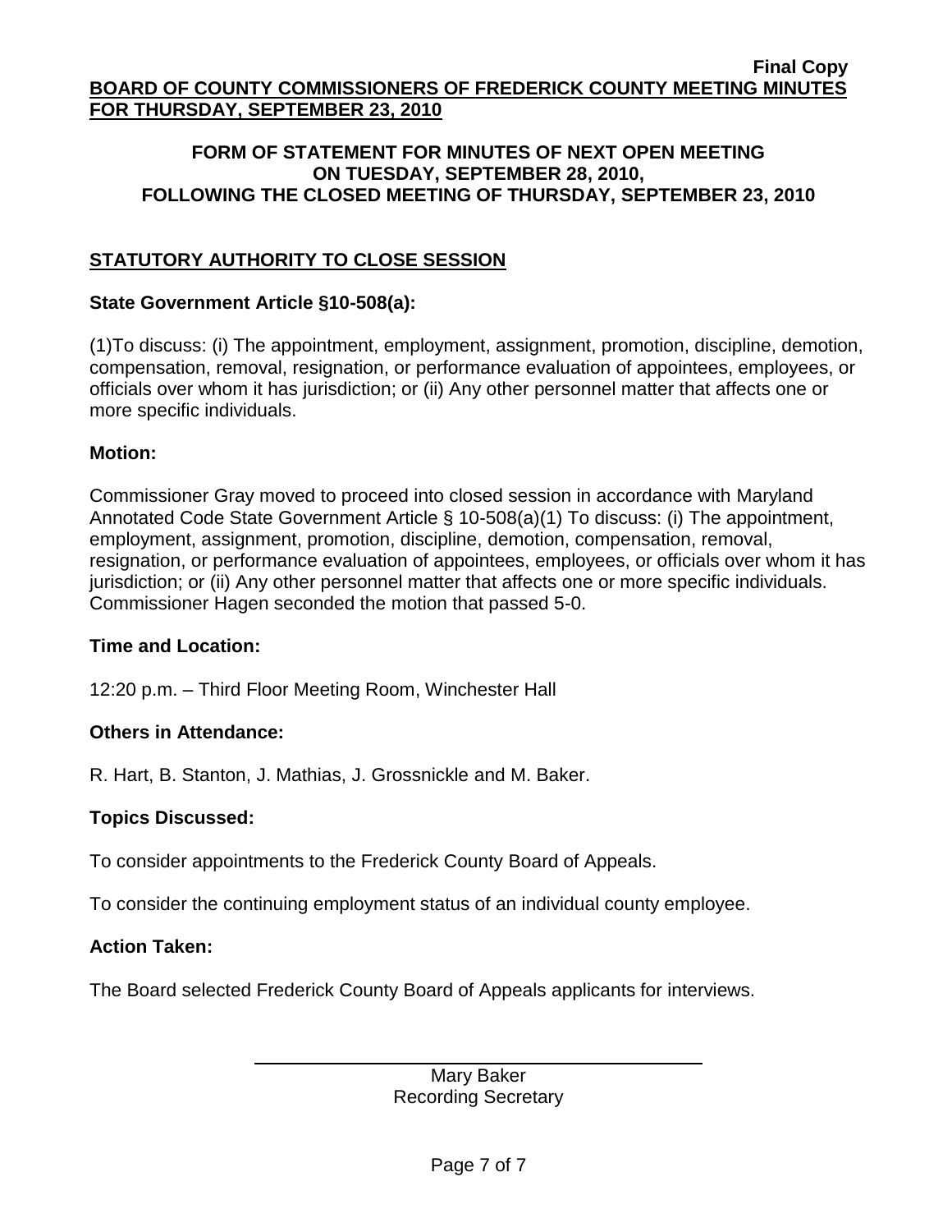**Final Copy**

**BOARD OF COUNTY COMMISSIONERS OF FREDERICK COUNTY MEETING MINUTES FOR THURSDAY, SEPTEMBER 23, 2010**

**FORM OF STATEMENT FOR MINUTES OF NEXT OPEN MEETING ON TUESDAY, SEPTEMBER 28, 2010, FOLLOWING THE CLOSED MEETING OF THURSDAY, SEPTEMBER 23, 2010**

## STATUTORY AUTHORITY TO CLOSE SESSION

**State Government Article §10-508(a):**

(1)To discuss: (i) The appointment, employment, assignment, promotion, discipline, demotion, compensation, removal, resignation, or performance evaluation of appointees, employees, or officials over whom it has jurisdiction; or (ii) Any other personnel matter that affects one or more specific individuals.

**Motion:**

Commissioner Gray moved to proceed into closed session in accordance with Maryland Annotated Code State Government Article § 10-508(a)(1) To discuss: (i) The appointment, employment, assignment, promotion, discipline, demotion, compensation, removal, resignation, or performance evaluation of appointees, employees, or officials over whom it has jurisdiction; or (ii) Any other personnel matter that affects one or more specific individuals. Commissioner Hagen seconded the motion that passed 5-0.

**Time and Location:**

12:20 p.m. – Third Floor Meeting Room, Winchester Hall

**Others in Attendance:**

R. Hart, B. Stanton, J. Mathias, J. Grossnickle and M. Baker.

**Topics Discussed:**

To consider appointments to the Frederick County Board of Appeals.

To consider the continuing employment status of an individual county employee.

**Action Taken:**

The Board selected Frederick County Board of Appeals applicants for interviews.

Mary Baker
Recording Secretary